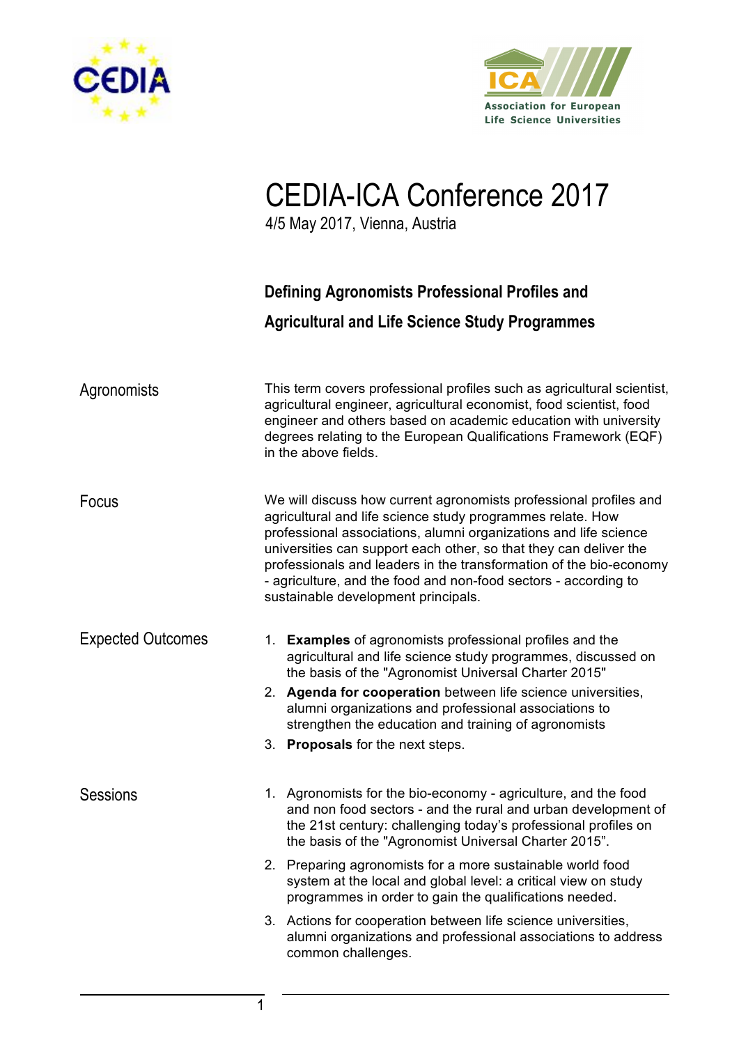CEDIA

ICA Association for European Life Science Universities

# CEDIA-ICA Conference 2017

4/5 May 2017, Vienna, Austria

## Defining Agronomists Professional Profiles and Agricultural and Life Science Study Programmes

### Agronomists

This term covers professional profiles such as agricultural scientist, agricultural engineer, agricultural economist, food scientist, food engineer and others based on academic education with university degrees relating to the European Qualifications Framework (EQF) in the above fields.

### Focus

We will discuss how current agronomists professional profiles and agricultural and life science study programmes relate. How professional associations, alumni organizations and life science universities can support each other, so that they can deliver the professionals and leaders in the transformation of the bio-economy - agriculture, and the food and non-food sectors - according to sustainable development principals.

### Expected Outcomes

1. **Examples** of agronomists professional profiles and the agricultural and life science study programmes, discussed on the basis of the "Agronomist Universal Charter 2015"
2. **Agenda for cooperation** between life science universities, alumni organizations and professional associations to strengthen the education and training of agronomists
3. **Proposals** for the next steps.

### Sessions

1. Agronomists for the bio-economy - agriculture, and the food and non food sectors - and the rural and urban development of the 21st century: challenging today's professional profiles on the basis of the "Agronomist Universal Charter 2015".
2. Preparing agronomists for a more sustainable world food system at the local and global level: a critical view on study programmes in order to gain the qualifications needed.
3. Actions for cooperation between life science universities, alumni organizations and professional associations to address common challenges.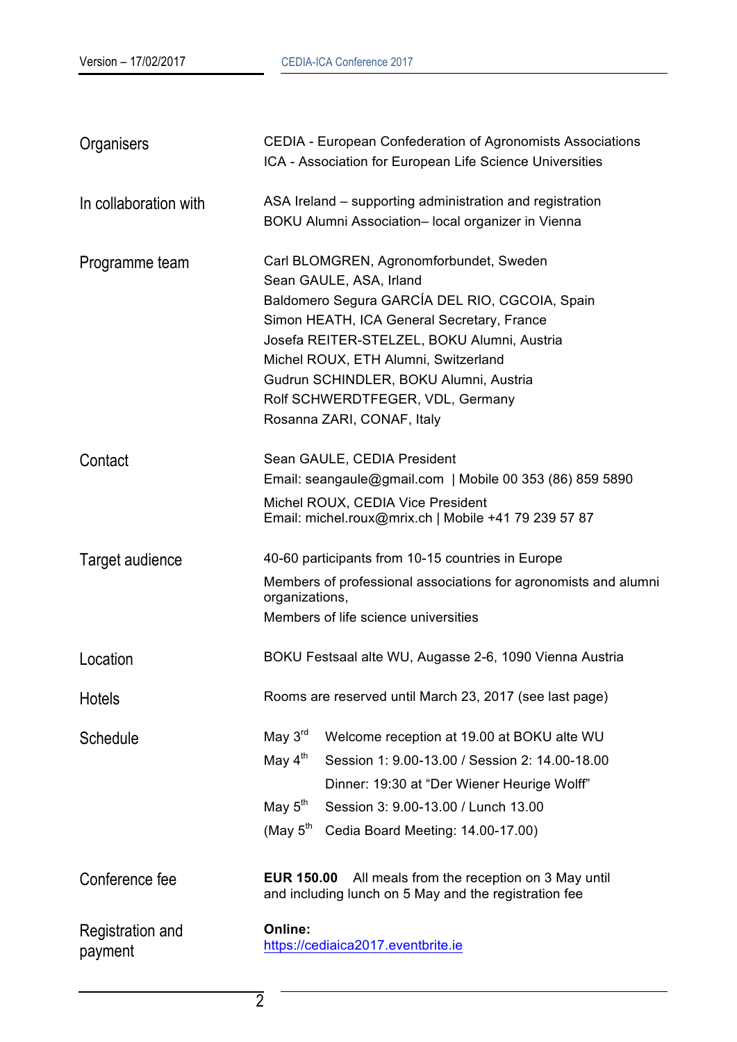| | |
|---|---|
| Organisers | CEDIA - European Confederation of Agronomists Associations<br>ICA - Association for European Life Science Universities |
| In collaboration with | ASA Ireland – supporting administration and registration<br>BOKU Alumni Association– local organizer in Vienna |
| Programme team | Carl BLOMGREN, Agronomforbundet, Sweden<br>Sean GAULE, ASA, Irland<br>Baldomero Segura GARCÍA DEL RIO, CGCOIA, Spain<br>Simon HEATH, ICA General Secretary, France<br>Josefa REITER-STELZEL, BOKU Alumni, Austria<br>Michel ROUX, ETH Alumni, Switzerland<br>Gudrun SCHINDLER, BOKU Alumni, Austria<br>Rolf SCHWERDTFEGER, VDL, Germany<br>Rosanna ZARI, CONAF, Italy |
| Contact | Sean GAULE, CEDIA President<br>Email: seangaule@gmail.com \| Mobile 00 353 (86) 859 5890<br>Michel ROUX, CEDIA Vice President<br>Email: michel.roux@mrix.ch \| Mobile +41 79 239 57 87 |
| Target audience | 40-60 participants from 10-15 countries in Europe<br>Members of professional associations for agronomists and alumni organizations,<br>Members of life science universities |
| Location | BOKU Festsaal alte WU, Augasse 2-6, 1090 Vienna Austria |
| Hotels | Rooms are reserved until March 23, 2017 (see last page) |
| Schedule | May 3rd Welcome reception at 19.00 at BOKU alte WU<br>May 4th Session 1: 9.00-13.00 / Session 2: 14.00-18.00<br>Dinner: 19:30 at "Der Wiener Heurige Wolff"<br>May 5th Session 3: 9.00-13.00 / Lunch 13.00<br>(May 5th Cedia Board Meeting: 14.00-17.00) |
| Conference fee | **EUR 150.00** All meals from the reception on 3 May until and including lunch on 5 May and the registration fee |
| Registration and payment | **Online:**<br>https://cediaica2017.eventbrite.ie |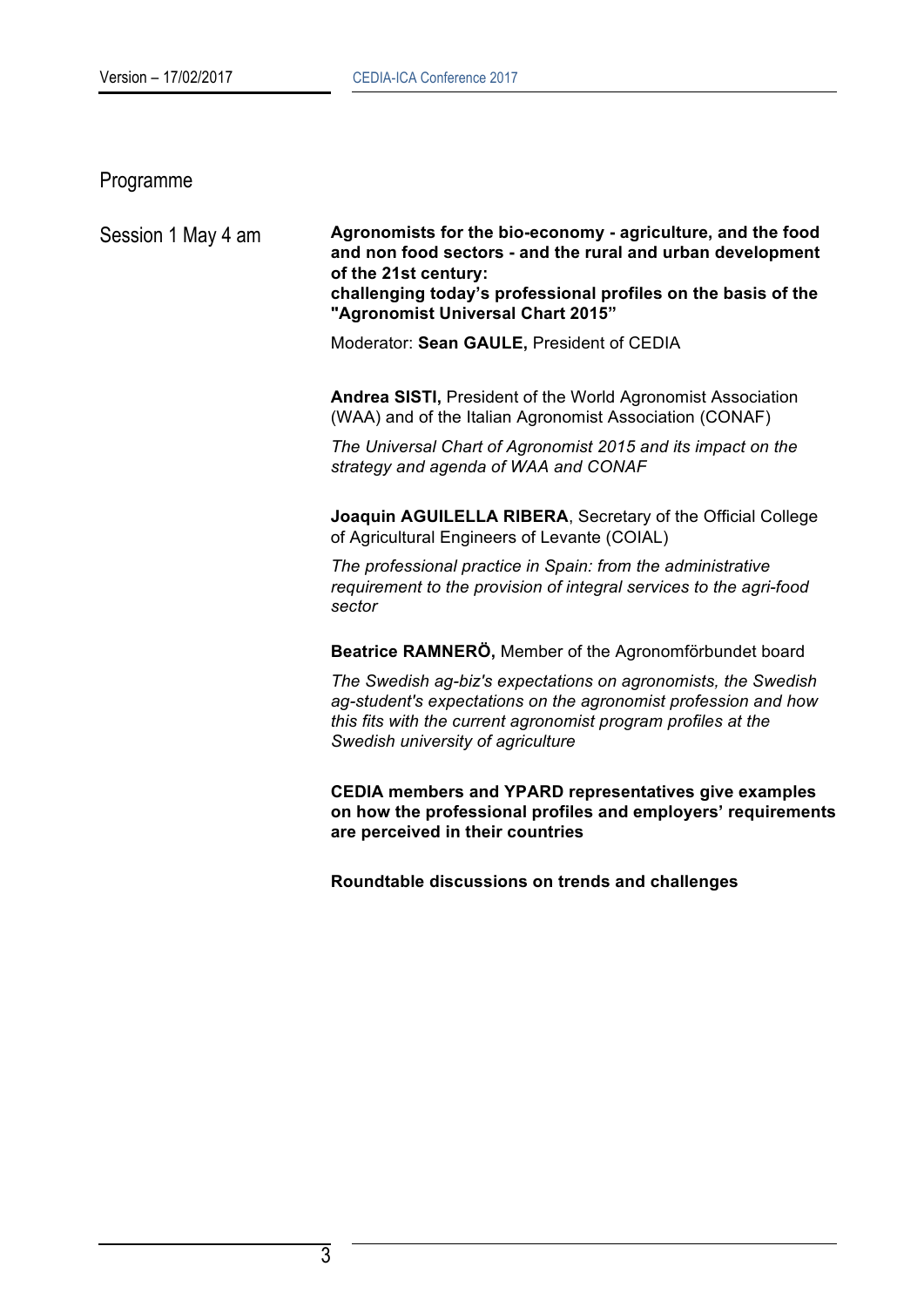## Programme

### Session 1 May 4 am

**Agronomists for the bio-economy - agriculture, and the food and non food sectors - and the rural and urban development of the 21st century:**
**challenging today's professional profiles on the basis of the "Agronomist Universal Chart 2015"**

Moderator: **Sean GAULE,** President of CEDIA

**Andrea SISTI,** President of the World Agronomist Association (WAA) and of the Italian Agronomist Association (CONAF)

*The Universal Chart of Agronomist 2015 and its impact on the strategy and agenda of WAA and CONAF*

**Joaquin AGUILELLA RIBERA**, Secretary of the Official College of Agricultural Engineers of Levante (COIAL)

*The professional practice in Spain: from the administrative requirement to the provision of integral services to the agri-food sector*

**Beatrice RAMNERÖ,** Member of the Agronomförbundet board

*The Swedish ag-biz's expectations on agronomists, the Swedish ag-student's expectations on the agronomist profession and how this fits with the current agronomist program profiles at the Swedish university of agriculture*

**CEDIA members and YPARD representatives give examples on how the professional profiles and employers' requirements are perceived in their countries**

**Roundtable discussions on trends and challenges**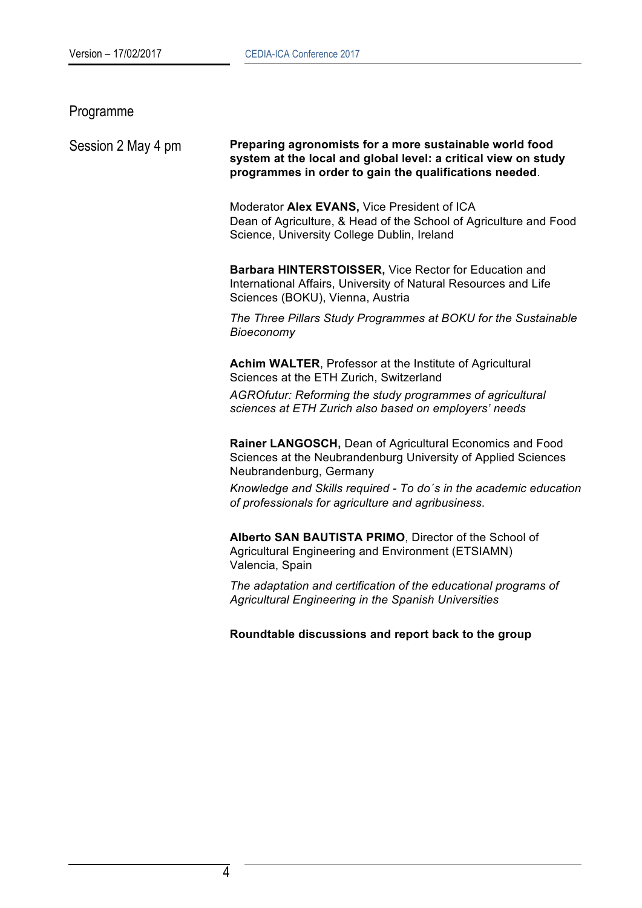## Programme

### Session 2 May 4 pm

**Preparing agronomists for a more sustainable world food system at the local and global level: a critical view on study programmes in order to gain the qualifications needed**.

Moderator **Alex EVANS,** Vice President of ICA
Dean of Agriculture, & Head of the School of Agriculture and Food Science, University College Dublin, Ireland

**Barbara HINTERSTOISSER,** Vice Rector for Education and International Affairs, University of Natural Resources and Life Sciences (BOKU), Vienna, Austria

*The Three Pillars Study Programmes at BOKU for the Sustainable Bioeconomy*

**Achim WALTER**, Professor at the Institute of Agricultural Sciences at the ETH Zurich, Switzerland

*AGROfutur: Reforming the study programmes of agricultural sciences at ETH Zurich also based on employers' needs*

**Rainer LANGOSCH,** Dean of Agricultural Economics and Food Sciences at the Neubrandenburg University of Applied Sciences Neubrandenburg, Germany

*Knowledge and Skills required - To do´s in the academic education of professionals for agriculture and agribusiness*.

**Alberto SAN BAUTISTA PRIMO**, Director of the School of Agricultural Engineering and Environment (ETSIAMN) Valencia, Spain

*The adaptation and certification of the educational programs of Agricultural Engineering in the Spanish Universities*

**Roundtable discussions and report back to the group**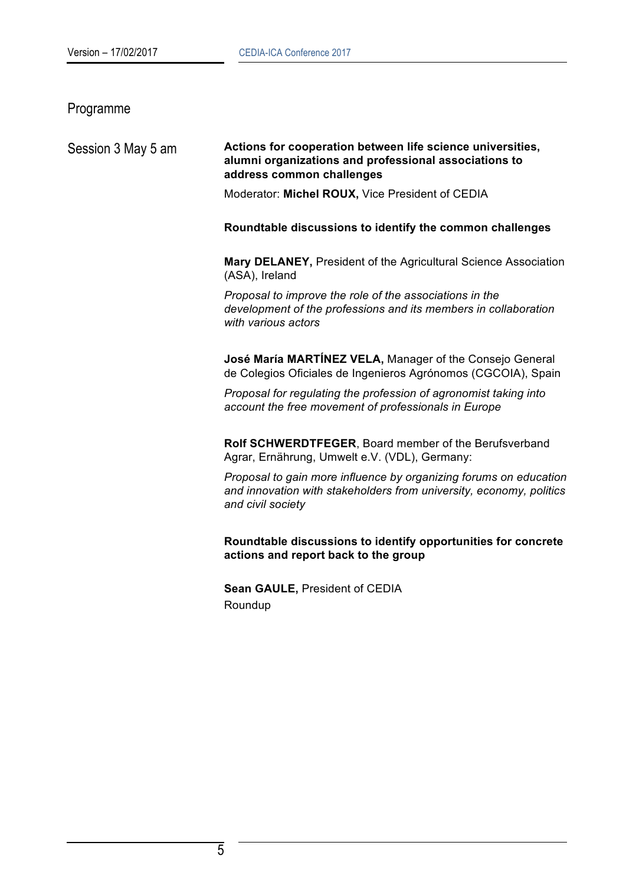## Programme

### Session 3 May 5 am

**Actions for cooperation between life science universities, alumni organizations and professional associations to address common challenges**

Moderator: **Michel ROUX,** Vice President of CEDIA

**Roundtable discussions to identify the common challenges**

**Mary DELANEY,** President of the Agricultural Science Association (ASA), Ireland

*Proposal to improve the role of the associations in the development of the professions and its members in collaboration with various actors*

**José María MARTÍNEZ VELA,** Manager of the Consejo General de Colegios Oficiales de Ingenieros Agrónomos (CGCOIA), Spain

*Proposal for regulating the profession of agronomist taking into account the free movement of professionals in Europe*

**Rolf SCHWERDTFEGER**, Board member of the Berufsverband Agrar, Ernährung, Umwelt e.V. (VDL), Germany:

*Proposal to gain more influence by organizing forums on education and innovation with stakeholders from university, economy, politics and civil society*

**Roundtable discussions to identify opportunities for concrete actions and report back to the group**

**Sean GAULE,** President of CEDIA

Roundup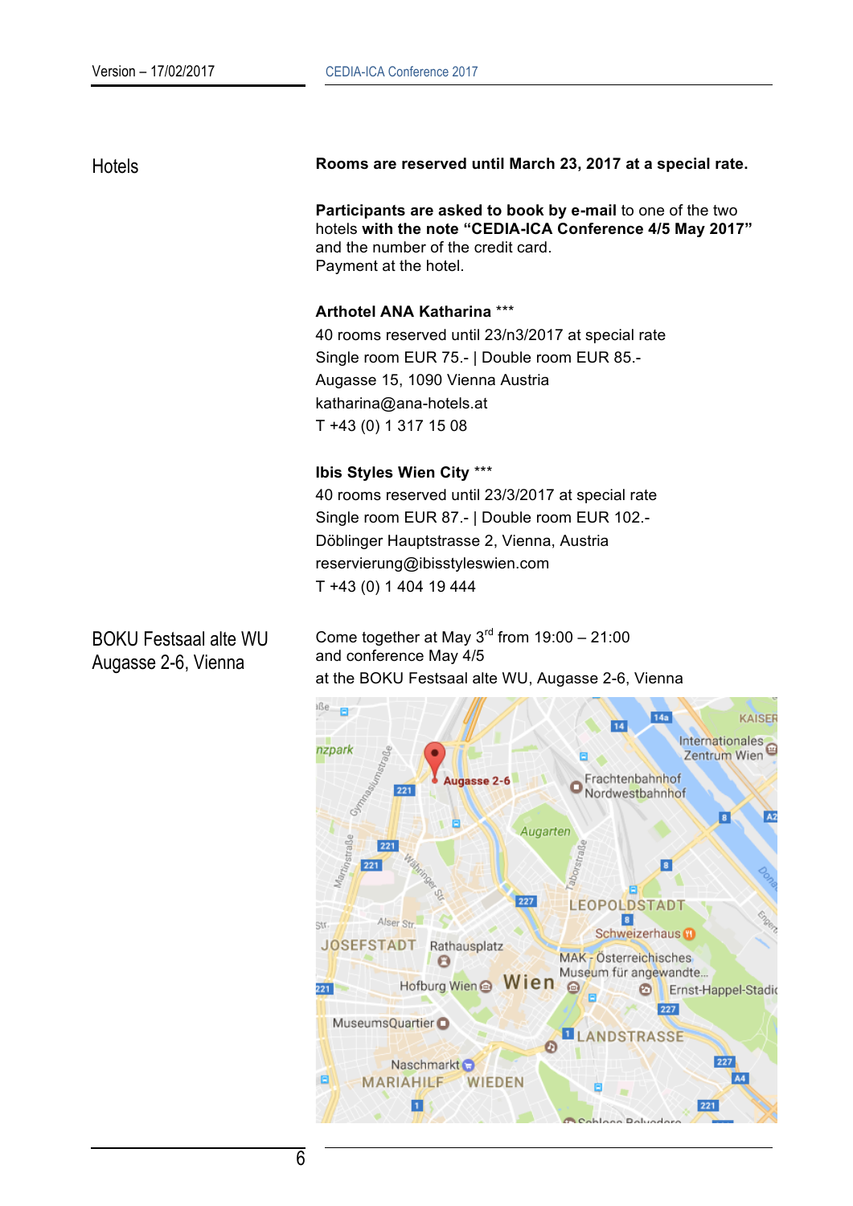## Hotels

**Rooms are reserved until March 23, 2017 at a special rate.**

**Participants are asked to book by e-mail** to one of the two hotels **with the note "CEDIA-ICA Conference 4/5 May 2017"** and the number of the credit card.
Payment at the hotel.

**Arthotel ANA Katharina** ***
40 rooms reserved until 23/n3/2017 at special rate
Single room EUR 75.- | Double room EUR 85.-
Augasse 15, 1090 Vienna Austria
katharina@ana-hotels.at
T +43 (0) 1 317 15 08

**Ibis Styles Wien City** ***
40 rooms reserved until 23/3/2017 at special rate
Single room EUR 87.- | Double room EUR 102.-
Döblinger Hauptstrasse 2, Vienna, Austria
reservierung@ibisstyleswien.com
T +43 (0) 1 404 19 444

## BOKU Festsaal alte WU Augasse 2-6, Vienna

Come together at May 3rd from 19:00 – 21:00
and conference May 4/5
at the BOKU Festsaal alte WU, Augasse 2-6, Vienna